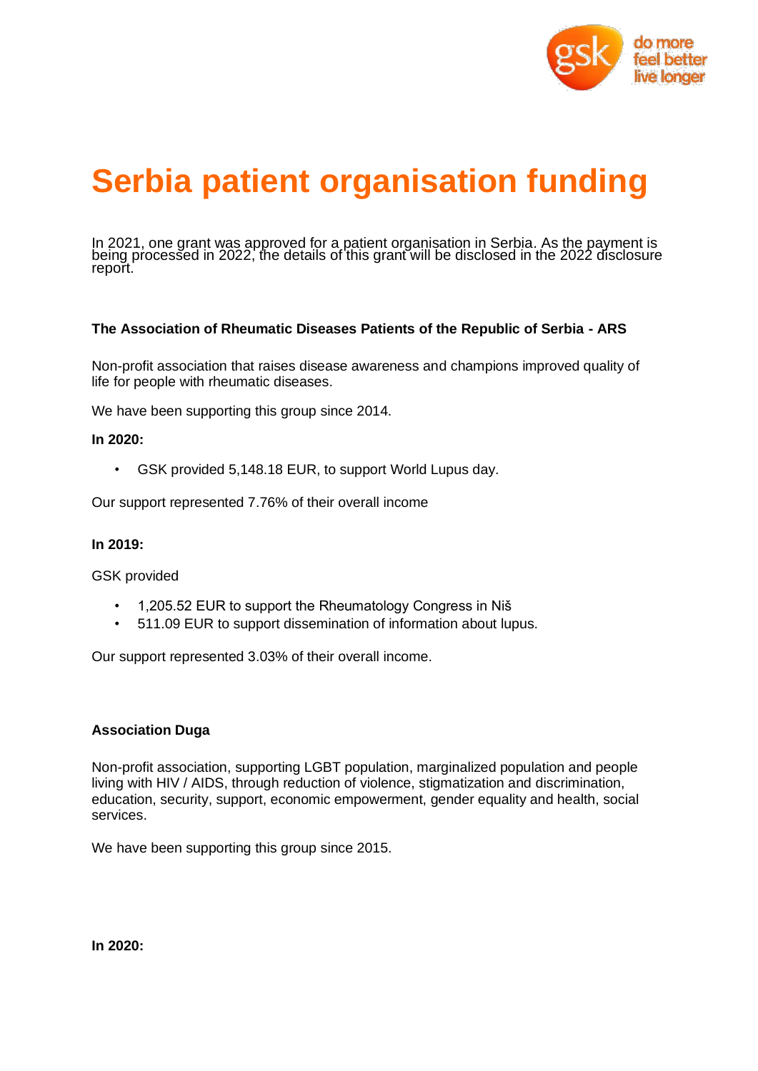# Serbia patient organisation funding

In 2021, one grant was approved for a patient organisation in Serbia. As the payment is being processed in 2022, the details of this grant will be disclosed in the 2022 disclosure report.

### The Association of Rheumatic Diseases Patients of the Republic of Serbia - ARS

Non-profit association that raises disease awareness and champions improved quality of life for people with rheumatic diseases.

We have been supporting this group since 2014.

**In 2020:**

- GSK provided 5,148.18 EUR, to support World Lupus day.

Our support represented 7.76% of their overall income

**In 2019:**

GSK provided

- 1,205.52 EUR to support the Rheumatology Congress in Niš
- 511.09 EUR to support dissemination of information about lupus.

Our support represented 3.03% of their overall income.

### Association Duga

Non-profit association, supporting LGBT population, marginalized population and people living with HIV / AIDS, through reduction of violence, stigmatization and discrimination, education, security, support, economic empowerment, gender equality and health, social services.

We have been supporting this group since 2015.

**In 2020:**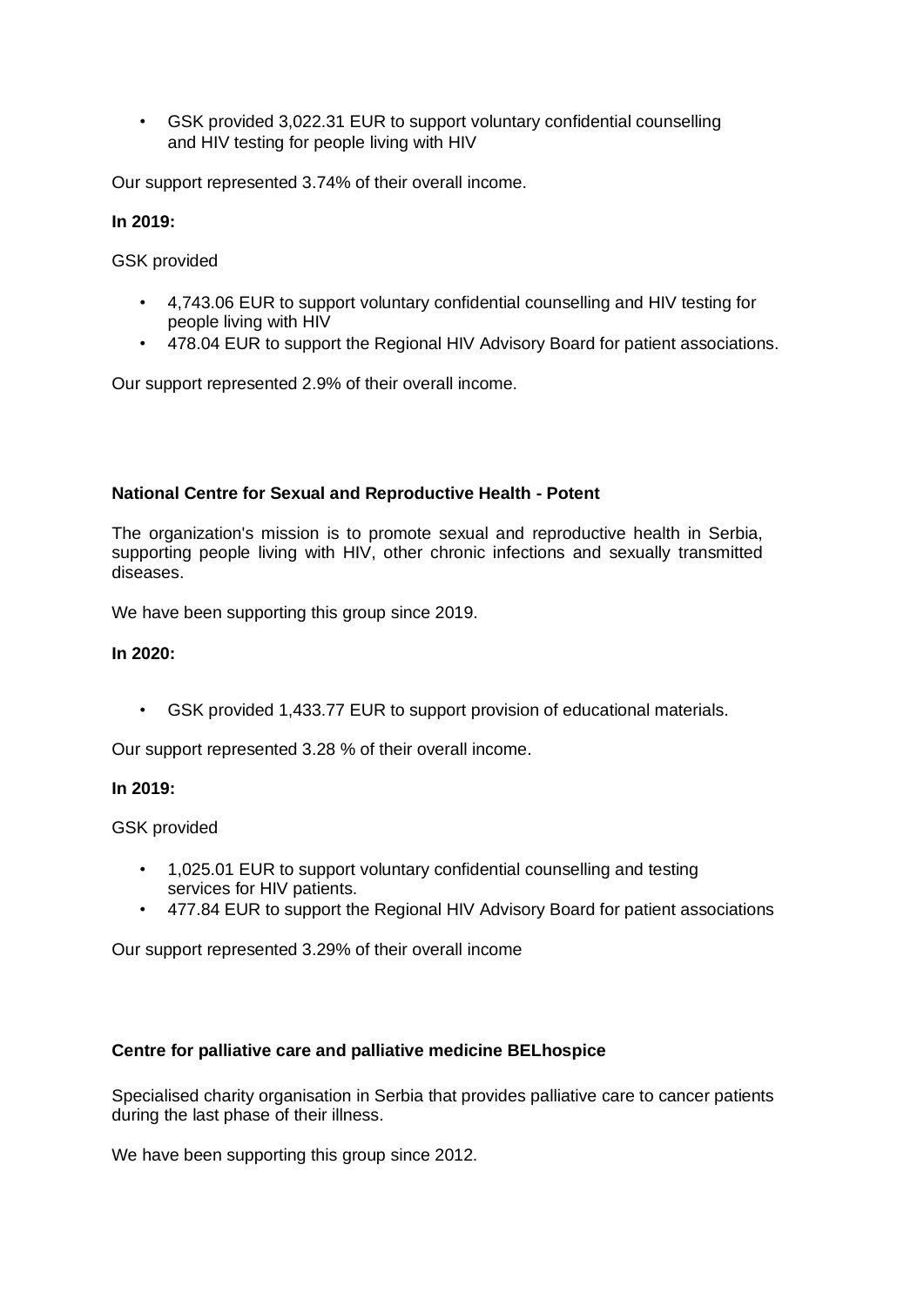- GSK provided 3,022.31 EUR to support voluntary confidential counselling and HIV testing for people living with HIV

Our support represented 3.74% of their overall income.

**In 2019:**

GSK provided

- 4,743.06 EUR to support voluntary confidential counselling and HIV testing for people living with HIV
- 478.04 EUR to support the Regional HIV Advisory Board for patient associations.

Our support represented 2.9% of their overall income.

**National Centre for Sexual and Reproductive Health - Potent**

The organization's mission is to promote sexual and reproductive health in Serbia, supporting people living with HIV, other chronic infections and sexually transmitted diseases.

We have been supporting this group since 2019.

**In 2020:**

- GSK provided 1,433.77 EUR to support provision of educational materials.

Our support represented 3.28 % of their overall income.

**In 2019:**

GSK provided

- 1,025.01 EUR to support voluntary confidential counselling and testing services for HIV patients.
- 477.84 EUR to support the Regional HIV Advisory Board for patient associations

Our support represented 3.29% of their overall income

**Centre for palliative care and palliative medicine BELhospice**

Specialised charity organisation in Serbia that provides palliative care to cancer patients during the last phase of their illness.

We have been supporting this group since 2012.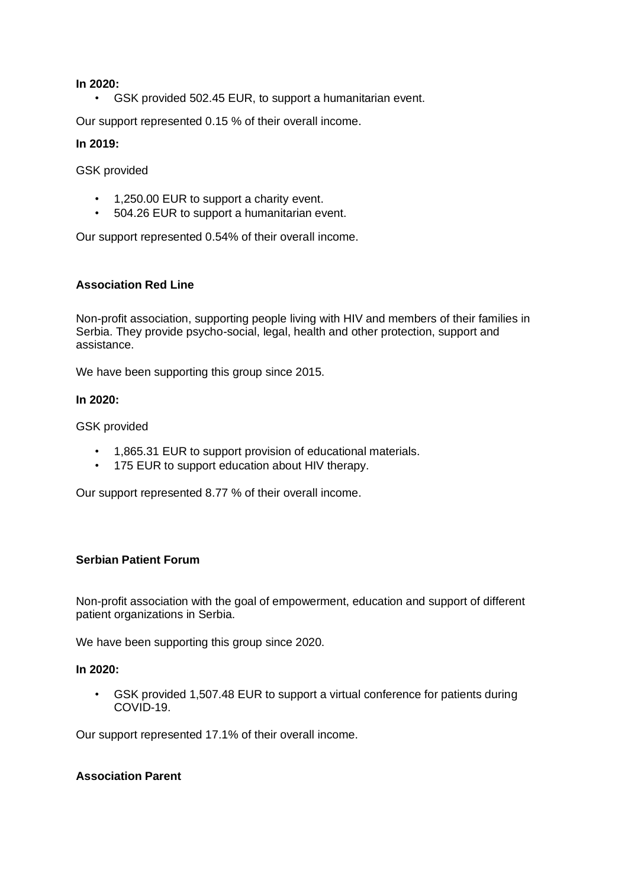**In 2020:**

- GSK provided 502.45 EUR, to support a humanitarian event.

Our support represented 0.15 % of their overall income.

**In 2019:**

GSK provided

- 1,250.00 EUR to support a charity event.
- 504.26 EUR to support a humanitarian event.

Our support represented 0.54% of their overall income.

**Association Red Line**

Non-profit association, supporting people living with HIV and members of their families in Serbia. They provide psycho-social, legal, health and other protection, support and assistance.

We have been supporting this group since 2015.

**In 2020:**

GSK provided

- 1,865.31 EUR to support provision of educational materials.
- 175 EUR to support education about HIV therapy.

Our support represented 8.77 % of their overall income.

**Serbian Patient Forum**

Non-profit association with the goal of empowerment, education and support of different patient organizations in Serbia.

We have been supporting this group since 2020.

**In 2020:**

- GSK provided 1,507.48 EUR to support a virtual conference for patients during COVID-19.

Our support represented 17.1% of their overall income.

**Association Parent**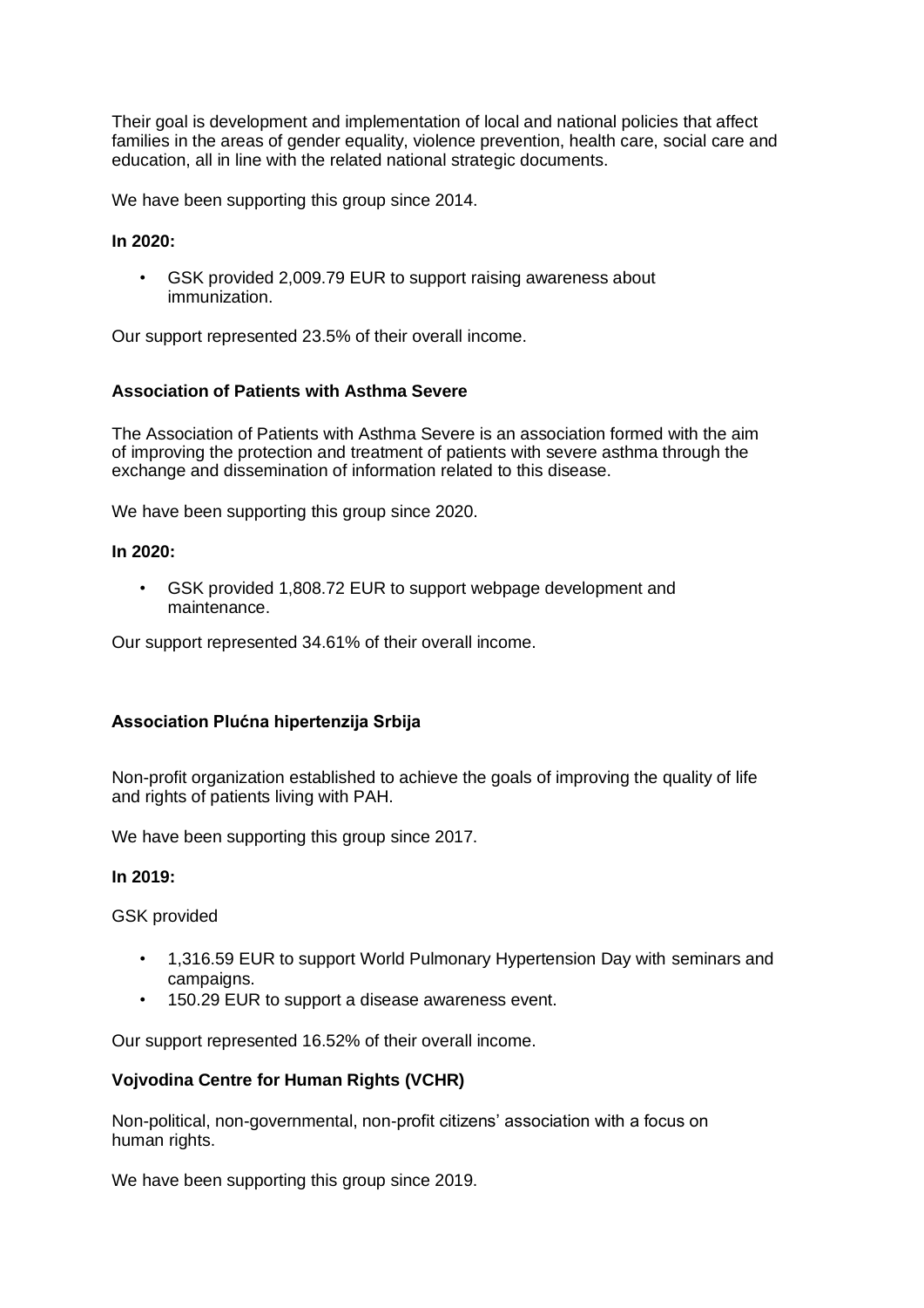Their goal is development and implementation of local and national policies that affect families in the areas of gender equality, violence prevention, health care, social care and education, all in line with the related national strategic documents.

We have been supporting this group since 2014.

**In 2020:**

- GSK provided 2,009.79 EUR to support raising awareness about immunization.

Our support represented 23.5% of their overall income.

### Association of Patients with Asthma Severe

The Association of Patients with Asthma Severe is an association formed with the aim of improving the protection and treatment of patients with severe asthma through the exchange and dissemination of information related to this disease.

We have been supporting this group since 2020.

**In 2020:**

- GSK provided 1,808.72 EUR to support webpage development and maintenance.

Our support represented 34.61% of their overall income.

### Association Plućna hipertenzija Srbija

Non-profit organization established to achieve the goals of improving the quality of life and rights of patients living with PAH.

We have been supporting this group since 2017.

**In 2019:**

GSK provided

- 1,316.59 EUR to support World Pulmonary Hypertension Day with seminars and campaigns.
- 150.29 EUR to support a disease awareness event.

Our support represented 16.52% of their overall income.

### Vojvodina Centre for Human Rights (VCHR)

Non-political, non-governmental, non-profit citizens' association with a focus on human rights.

We have been supporting this group since 2019.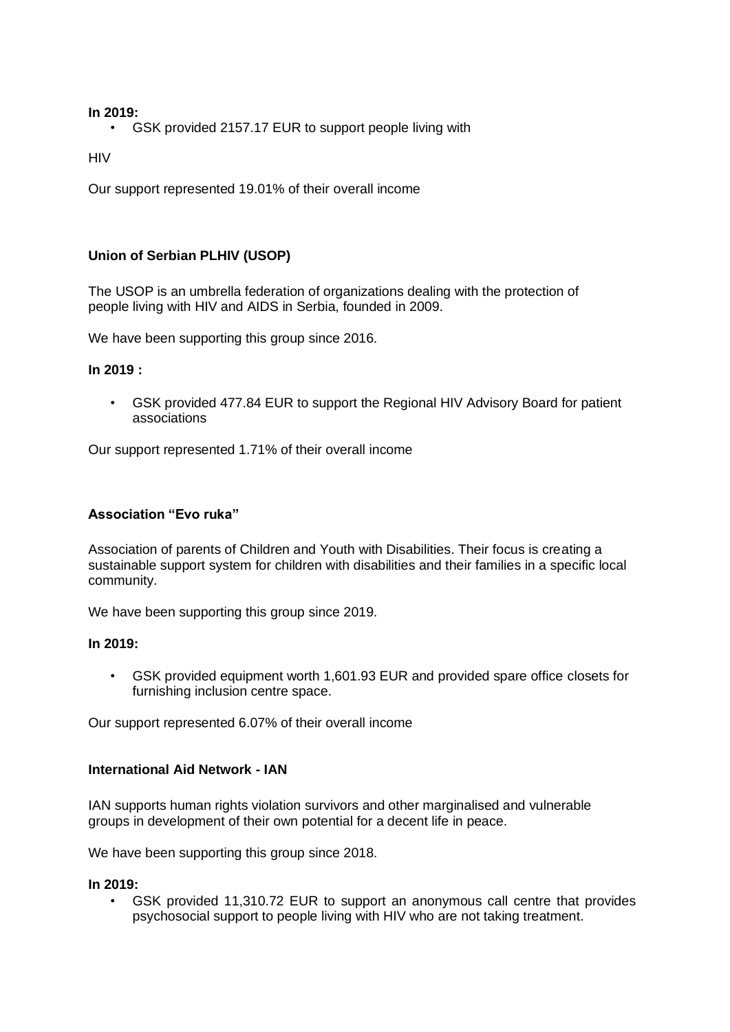**In 2019:**

- GSK provided 2157.17 EUR to support people living with

HIV

Our support represented 19.01% of their overall income

**Union of Serbian PLHIV (USOP)**

The USOP is an umbrella federation of organizations dealing with the protection of people living with HIV and AIDS in Serbia, founded in 2009.

We have been supporting this group since 2016.

**In 2019 :**

- GSK provided 477.84 EUR to support the Regional HIV Advisory Board for patient associations

Our support represented 1.71% of their overall income

**Association "Evo ruka"**

Association of parents of Children and Youth with Disabilities. Their focus is creating a sustainable support system for children with disabilities and their families in a specific local community.

We have been supporting this group since 2019.

**In 2019:**

- GSK provided equipment worth 1,601.93 EUR and provided spare office closets for furnishing inclusion centre space.

Our support represented 6.07% of their overall income

**International Aid Network - IAN**

IAN supports human rights violation survivors and other marginalised and vulnerable groups in development of their own potential for a decent life in peace.

We have been supporting this group since 2018.

**In 2019:**

- GSK provided 11,310.72 EUR to support an anonymous call centre that provides psychosocial support to people living with HIV who are not taking treatment.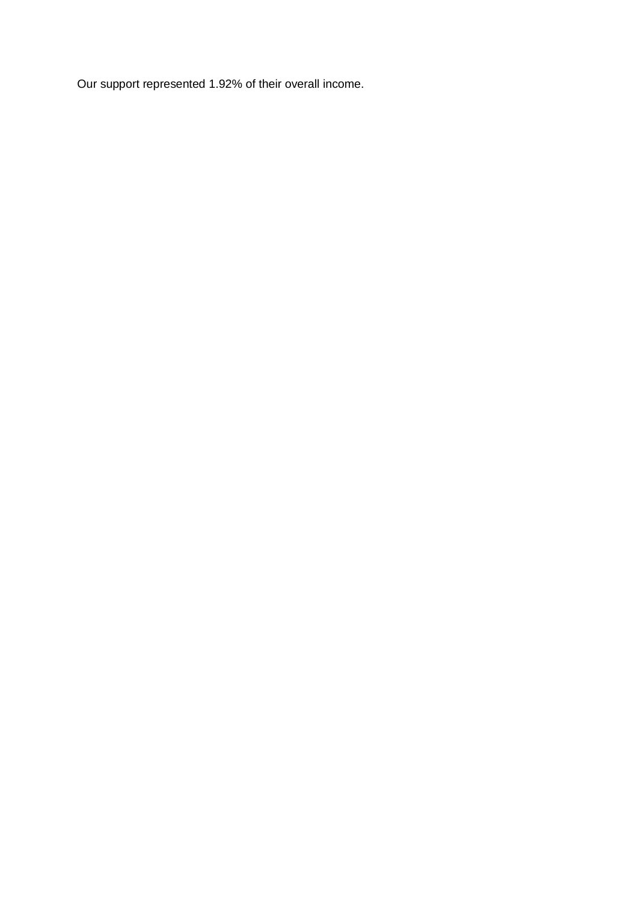Our support represented 1.92% of their overall income.